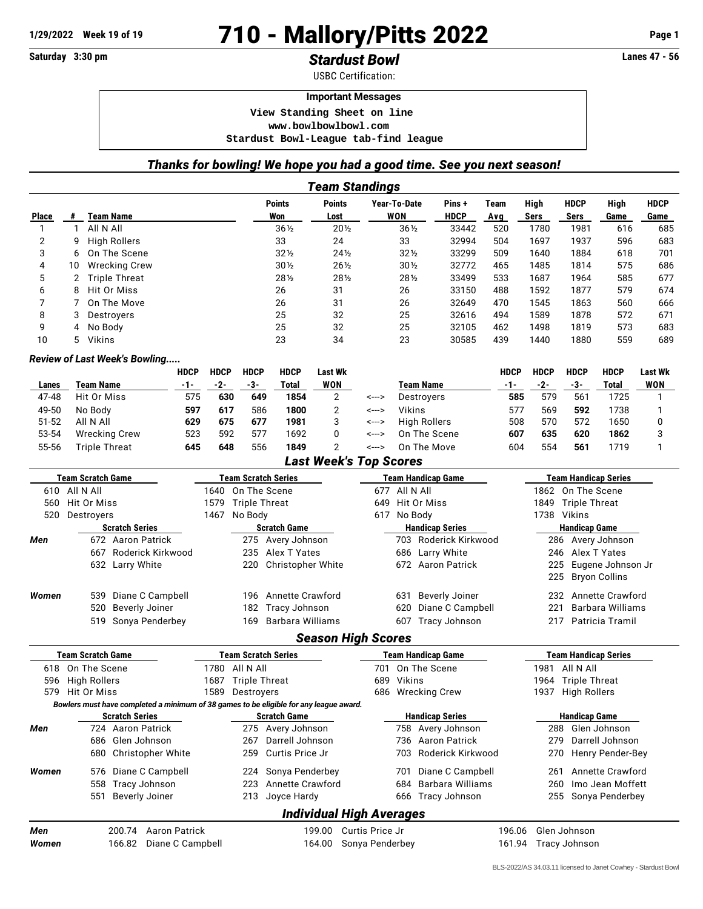1/29/2022 Week 19 of 19

# 710 - Mallory/Pitts 2022

Saturday 3:30 pm

## *Stardust Bowl*

Lanes 47 - 56

USBC Certification:

**Important Messages**

```
View Standing Sheet on line
www.bowlbowlbowl.com
Stardust Bowl-League tab-find league
```

### *Thanks for bowling! We hope you had a good time. See you next season!*

## *Team Standings*

| Place | # | Team Name | Points Won | Points Lost | Year-To-Date WON | Pins + HDCP | Team Avg | High Sers | HDCP Sers | High Game | HDCP Game |
|---|---|---|---|---|---|---|---|---|---|---|---|
| 1 | 1 | All N All | 36½ | 20½ | 36½ | 33442 | 520 | 1780 | 1981 | 616 | 685 |
| 2 | 9 | High Rollers | 33 | 24 | 33 | 32994 | 504 | 1697 | 1937 | 596 | 683 |
| 3 | 6 | On The Scene | 32½ | 24½ | 32½ | 33299 | 509 | 1640 | 1884 | 618 | 701 |
| 4 | 10 | Wrecking Crew | 30½ | 26½ | 30½ | 32772 | 465 | 1485 | 1814 | 575 | 686 |
| 5 | 2 | Triple Threat | 28½ | 28½ | 28½ | 33499 | 533 | 1687 | 1964 | 585 | 677 |
| 6 | 8 | Hit Or Miss | 26 | 31 | 26 | 33150 | 488 | 1592 | 1877 | 579 | 674 |
| 7 | 7 | On The Move | 26 | 31 | 26 | 32649 | 470 | 1545 | 1863 | 560 | 666 |
| 8 | 3 | Destroyers | 25 | 32 | 25 | 32616 | 494 | 1589 | 1878 | 572 | 671 |
| 9 | 4 | No Body | 25 | 32 | 25 | 32105 | 462 | 1498 | 1819 | 573 | 683 |
| 10 | 5 | Vikins | 23 | 34 | 23 | 30585 | 439 | 1440 | 1880 | 559 | 689 |

### *Review of Last Week's Bowling.....*

| Lanes | Team Name | HDCP -1- | HDCP -2- | HDCP -3- | HDCP Total | Last Wk WON | | Team Name | HDCP -1- | HDCP -2- | HDCP -3- | HDCP Total | Last Wk WON |
|---|---|---|---|---|---|---|---|---|---|---|---|---|---|
| 47-48 | Hit Or Miss | 575 | **630** | **649** | **1854** | 2 | <---> | Destroyers | **585** | 579 | 561 | 1725 | 1 |
| 49-50 | No Body | **597** | **617** | 586 | **1800** | 2 | <---> | Vikins | 577 | 569 | **592** | 1738 | 1 |
| 51-52 | All N All | **629** | **675** | **677** | **1981** | 3 | <---> | High Rollers | 508 | 570 | 572 | 1650 | 0 |
| 53-54 | Wrecking Crew | 523 | 592 | 577 | 1692 | 0 | <---> | On The Scene | **607** | **635** | **620** | **1862** | 3 |
| 55-56 | Triple Threat | **645** | **648** | 556 | **1849** | 2 | <---> | On The Move | 604 | 554 | **561** | 1719 | 1 |

## *Last Week's Top Scores*

| Team Scratch Game | Team Scratch Series | Team Handicap Game | Team Handicap Series |
|---|---|---|---|
| 610 All N All | 1640 On The Scene | 677 All N All | 1862 On The Scene |
| 560 Hit Or Miss | 1579 Triple Threat | 649 Hit Or Miss | 1849 Triple Threat |
| 520 Destroyers | 1467 No Body | 617 No Body | 1738 Vikins |

| | Scratch Series | Scratch Game | Handicap Series | Handicap Game |
|---|---|---|---|---|
| *Men* | 672 Aaron Patrick | 275 Avery Johnson | 703 Roderick Kirkwood | 286 Avery Johnson |
| | 667 Roderick Kirkwood | 235 Alex T Yates | 686 Larry White | 246 Alex T Yates |
| | 632 Larry White | 220 Christopher White | 672 Aaron Patrick | 225 Eugene Johnson Jr |
| | | | | 225 Bryon Collins |
| *Women* | 539 Diane C Campbell | 196 Annette Crawford | 631 Beverly Joiner | 232 Annette Crawford |
| | 520 Beverly Joiner | 182 Tracy Johnson | 620 Diane C Campbell | 221 Barbara Williams |
| | 519 Sonya Penderbey | 169 Barbara Williams | 607 Tracy Johnson | 217 Patricia Tramil |

## *Season High Scores*

| Team Scratch Game | Team Scratch Series | Team Handicap Game | Team Handicap Series |
|---|---|---|---|
| 618 On The Scene | 1780 All N All | 701 On The Scene | 1981 All N All |
| 596 High Rollers | 1687 Triple Threat | 689 Vikins | 1964 Triple Threat |
| 579 Hit Or Miss | 1589 Destroyers | 686 Wrecking Crew | 1937 High Rollers |

*Bowlers must have completed a minimum of 38 games to be eligible for any league award.*

| | Scratch Series | Scratch Game | Handicap Series | Handicap Game |
|---|---|---|---|---|
| *Men* | 724 Aaron Patrick | 275 Avery Johnson | 758 Avery Johnson | 288 Glen Johnson |
| | 686 Glen Johnson | 267 Darrell Johnson | 736 Aaron Patrick | 279 Darrell Johnson |
| | 680 Christopher White | 259 Curtis Price Jr | 703 Roderick Kirkwood | 270 Henry Pender-Bey |
| *Women* | 576 Diane C Campbell | 224 Sonya Penderbey | 701 Diane C Campbell | 261 Annette Crawford |
| | 558 Tracy Johnson | 223 Annette Crawford | 684 Barbara Williams | 260 Imo Jean Moffett |
| | 551 Beverly Joiner | 213 Joyce Hardy | 666 Tracy Johnson | 255 Sonya Penderbey |

## *Individual High Averages*

| | | | |
|---|---|---|---|
| *Men* | 200.74 Aaron Patrick | 199.00 Curtis Price Jr | 196.06 Glen Johnson |
| *Women* | 166.82 Diane C Campbell | 164.00 Sonya Penderbey | 161.94 Tracy Johnson |

BLS-2022/AS 34.03.11 licensed to Janet Cowhey - Stardust Bowl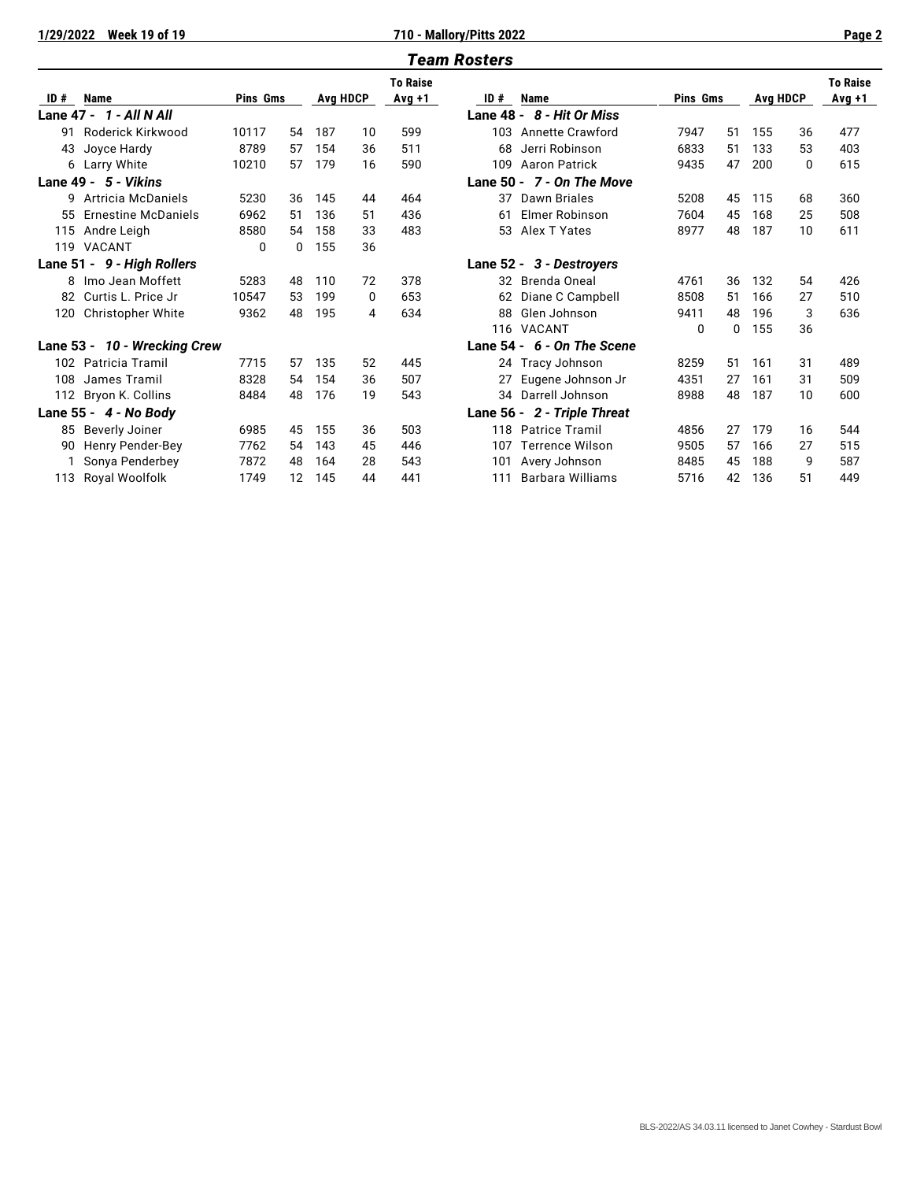## Team Rosters

| ID # | Name | Pins | Gms | Avg | HDCP | To Raise Avg +1 |
|---|---|---|---|---|---|---|
| **Lane 47 - *1 - All N All*** | | | | | | |
| 91 | Roderick Kirkwood | 10117 | 54 | 187 | 10 | 599 |
| 43 | Joyce Hardy | 8789 | 57 | 154 | 36 | 511 |
| 6 | Larry White | 10210 | 57 | 179 | 16 | 590 |
| **Lane 49 - *5 - Vikins*** | | | | | | |
| 9 | Artricia McDaniels | 5230 | 36 | 145 | 44 | 464 |
| 55 | Ernestine McDaniels | 6962 | 51 | 136 | 51 | 436 |
| 115 | Andre Leigh | 8580 | 54 | 158 | 33 | 483 |
| 119 | VACANT | 0 | 0 | 155 | 36 | |
| **Lane 51 - *9 - High Rollers*** | | | | | | |
| 8 | Imo Jean Moffett | 5283 | 48 | 110 | 72 | 378 |
| 82 | Curtis L. Price Jr | 10547 | 53 | 199 | 0 | 653 |
| 120 | Christopher White | 9362 | 48 | 195 | 4 | 634 |
| **Lane 53 - *10 - Wrecking Crew*** | | | | | | |
| 102 | Patricia Tramil | 7715 | 57 | 135 | 52 | 445 |
| 108 | James Tramil | 8328 | 54 | 154 | 36 | 507 |
| 112 | Bryon K. Collins | 8484 | 48 | 176 | 19 | 543 |
| **Lane 55 - *4 - No Body*** | | | | | | |
| 85 | Beverly Joiner | 6985 | 45 | 155 | 36 | 503 |
| 90 | Henry Pender-Bey | 7762 | 54 | 143 | 45 | 446 |
| 1 | Sonya Penderbey | 7872 | 48 | 164 | 28 | 543 |
| 113 | Royal Woolfolk | 1749 | 12 | 145 | 44 | 441 |
| **Lane 48 - *8 - Hit Or Miss*** | | | | | | |
| 103 | Annette Crawford | 7947 | 51 | 155 | 36 | 477 |
| 68 | Jerri Robinson | 6833 | 51 | 133 | 53 | 403 |
| 109 | Aaron Patrick | 9435 | 47 | 200 | 0 | 615 |
| **Lane 50 - *7 - On The Move*** | | | | | | |
| 37 | Dawn Briales | 5208 | 45 | 115 | 68 | 360 |
| 61 | Elmer Robinson | 7604 | 45 | 168 | 25 | 508 |
| 53 | Alex T Yates | 8977 | 48 | 187 | 10 | 611 |
| **Lane 52 - *3 - Destroyers*** | | | | | | |
| 32 | Brenda Oneal | 4761 | 36 | 132 | 54 | 426 |
| 62 | Diane C Campbell | 8508 | 51 | 166 | 27 | 510 |
| 88 | Glen Johnson | 9411 | 48 | 196 | 3 | 636 |
| 116 | VACANT | 0 | 0 | 155 | 36 | |
| **Lane 54 - *6 - On The Scene*** | | | | | | |
| 24 | Tracy Johnson | 8259 | 51 | 161 | 31 | 489 |
| 27 | Eugene Johnson Jr | 4351 | 27 | 161 | 31 | 509 |
| 34 | Darrell Johnson | 8988 | 48 | 187 | 10 | 600 |
| **Lane 56 - *2 - Triple Threat*** | | | | | | |
| 118 | Patrice Tramil | 4856 | 27 | 179 | 16 | 544 |
| 107 | Terrence Wilson | 9505 | 57 | 166 | 27 | 515 |
| 101 | Avery Johnson | 8485 | 45 | 188 | 9 | 587 |
| 111 | Barbara Williams | 5716 | 42 | 136 | 51 | 449 |